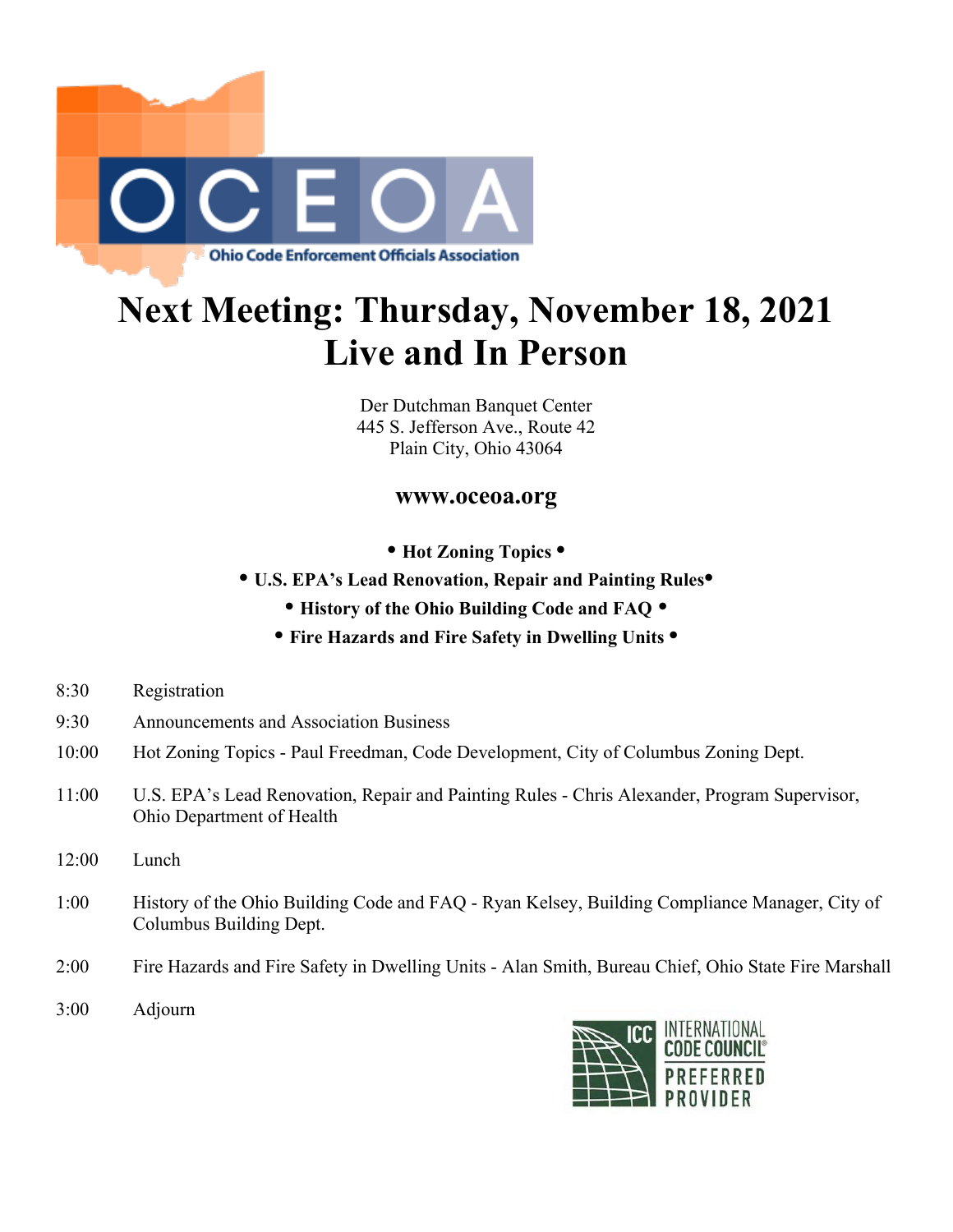OCEOA

Ohio Code Enforcement Officials Association

# Next Meeting: Thursday, November 18, 2021
# Live and In Person

Der Dutchman Banquet Center
445 S. Jefferson Ave., Route 42
Plain City, Ohio 43064

**www.oceoa.org**

**• Hot Zoning Topics •**

**• U.S. EPA's Lead Renovation, Repair and Painting Rules•**

**• History of the Ohio Building Code and FAQ •**

**• Fire Hazards and Fire Safety in Dwelling Units •**

8:30 Registration

9:30 Announcements and Association Business

10:00 Hot Zoning Topics - Paul Freedman, Code Development, City of Columbus Zoning Dept.

11:00 U.S. EPA's Lead Renovation, Repair and Painting Rules - Chris Alexander, Program Supervisor, Ohio Department of Health

12:00 Lunch

1:00 History of the Ohio Building Code and FAQ - Ryan Kelsey, Building Compliance Manager, City of Columbus Building Dept.

2:00 Fire Hazards and Fire Safety in Dwelling Units - Alan Smith, Bureau Chief, Ohio State Fire Marshall

3:00 Adjourn

ICC INTERNATIONAL CODE COUNCIL® PREFERRED PROVIDER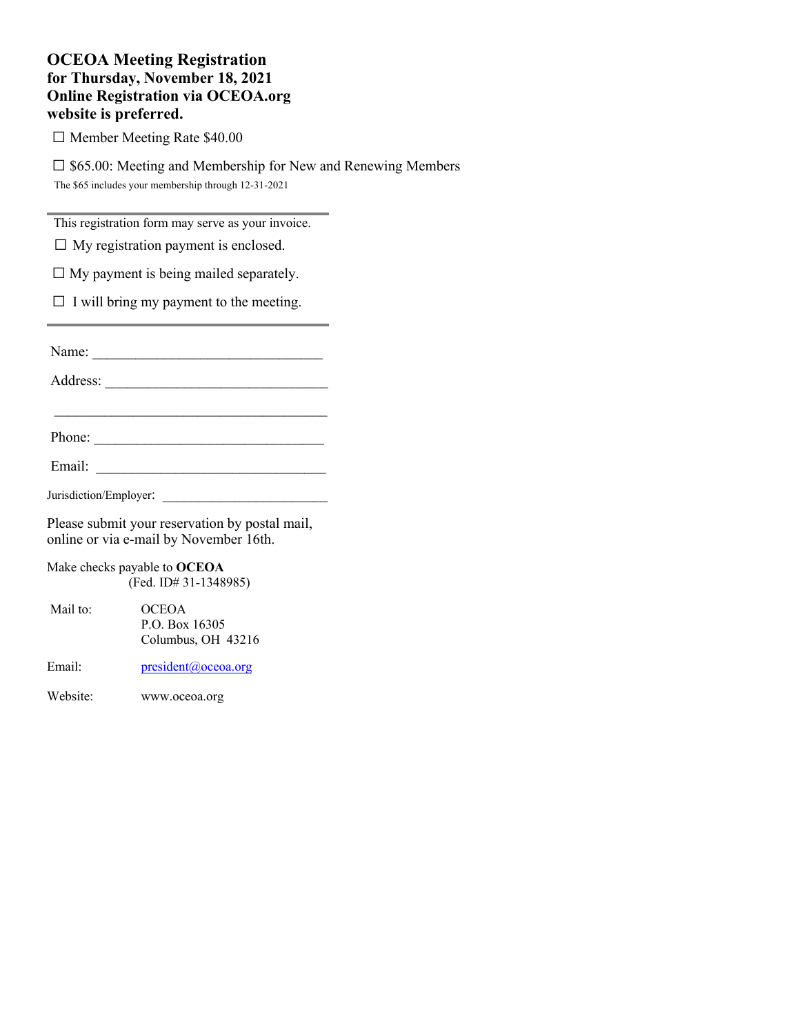**OCEOA Meeting Registration**
**for Thursday, November 18, 2021**
**Online Registration via OCEOA.org website is preferred.**

☐ Member Meeting Rate $40.00

☐ $65.00: Meeting and Membership for New and Renewing Members

The $65 includes your membership through 12-31-2021

---

This registration form may serve as your invoice.

☐ My registration payment is enclosed.

☐ My payment is being mailed separately.

☐ I will bring my payment to the meeting.

---

Name: ________________________________

Address: ______________________________

______________________________________

Phone: ________________________________

Email: ________________________________

Jurisdiction/Employer: _________________________

Please submit your reservation by postal mail, online or via e-mail by November 16th.

Make checks payable to **OCEOA**
(Fed. ID# 31-1348985)

Mail to: OCEOA
P.O. Box 16305
Columbus, OH 43216

Email: president@oceoa.org

Website: www.oceoa.org